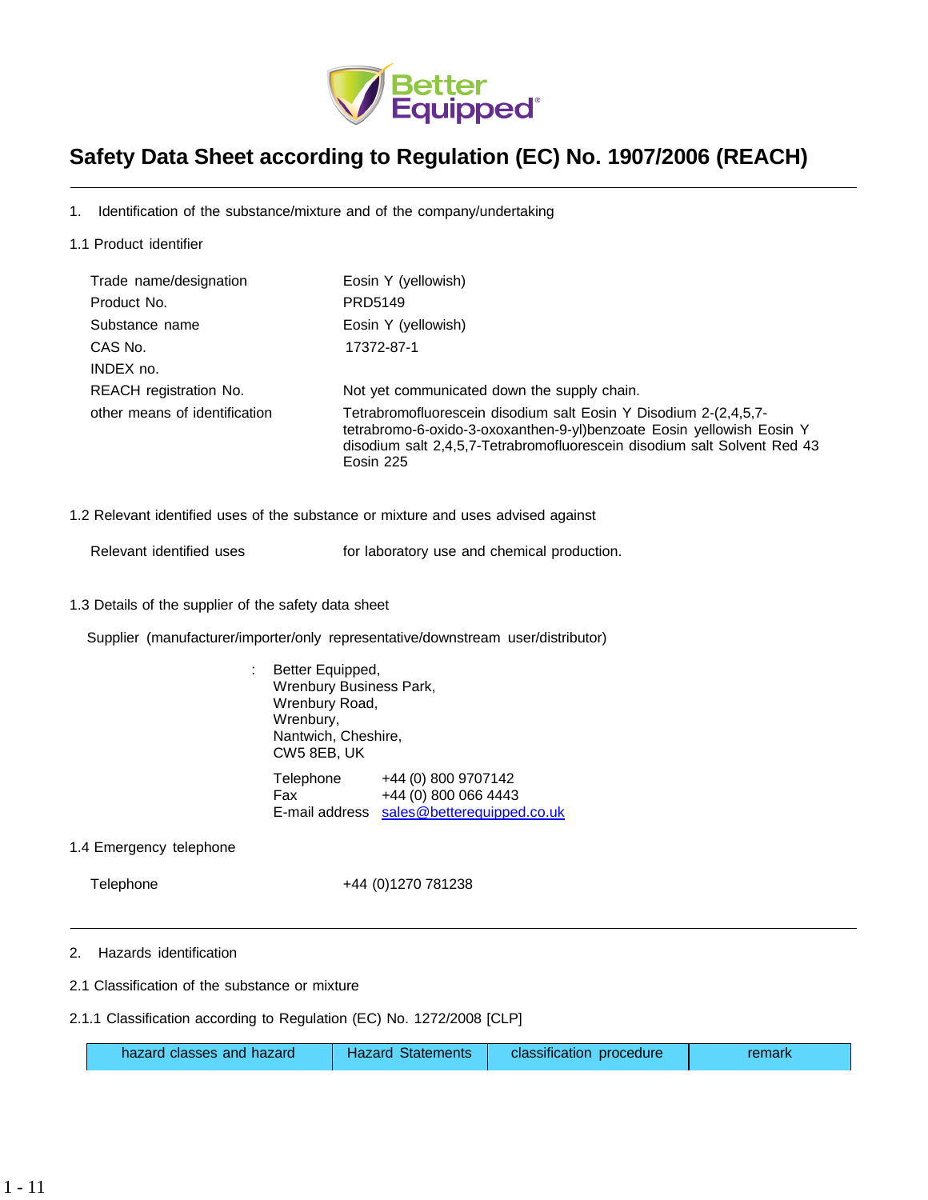Better Equipped®

# Safety Data Sheet according to Regulation (EC) No. 1907/2006 (REACH)

## 1. Identification of the substance/mixture and of the company/undertaking

### 1.1 Product identifier

| | |
|---|---|
| Trade name/designation | Eosin Y (yellowish) |
| Product No. | PRD5149 |
| Substance name | Eosin Y (yellowish) |
| CAS No. | 17372-87-1 |
| INDEX no. | |
| REACH registration No. | Not yet communicated down the supply chain. |
| other means of identification | Tetrabromofluorescein disodium salt Eosin Y Disodium 2-(2,4,5,7-tetrabromo-6-oxido-3-oxoxanthen-9-yl)benzoate Eosin yellowish Eosin Y disodium salt 2,4,5,7-Tetrabromofluorescein disodium salt Solvent Red 43 Eosin 225 |

### 1.2 Relevant identified uses of the substance or mixture and uses advised against

| | |
|---|---|
| Relevant identified uses | for laboratory use and chemical production. |

### 1.3 Details of the supplier of the safety data sheet

Supplier (manufacturer/importer/only representative/downstream user/distributor)

: Better Equipped,
Wrenbury Business Park,
Wrenbury Road,
Wrenbury,
Nantwich, Cheshire,
CW5 8EB, UK

| | |
|---|---|
| Telephone | +44 (0) 800 9707142 |
| Fax | +44 (0) 800 066 4443 |
| E-mail address | sales@betterequipped.co.uk |

### 1.4 Emergency telephone

| | |
|---|---|
| Telephone | +44 (0)1270 781238 |

## 2. Hazards identification

### 2.1 Classification of the substance or mixture

#### 2.1.1 Classification according to Regulation (EC) No. 1272/2008 [CLP]

| hazard classes and hazard | Hazard Statements | classification procedure | remark |
|---|---|---|---|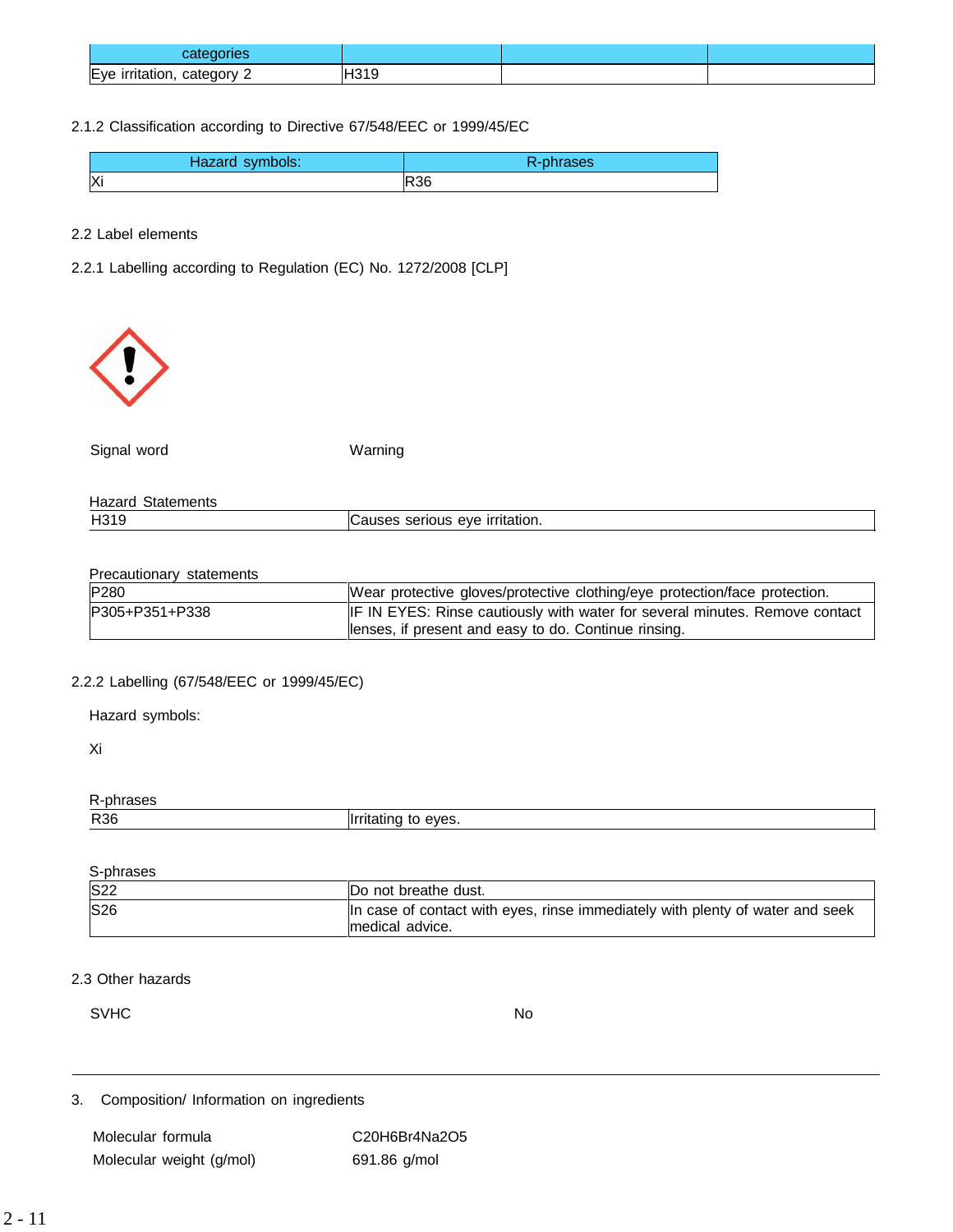| categories | | | |
|---|---|---|---|
| Eye irritation, category 2 | H319 | | |

2.1.2 Classification according to Directive 67/548/EEC or 1999/45/EC

| Hazard symbols: | R-phrases |
|---|---|
| Xi | R36 |

2.2 Label elements

2.2.1 Labelling according to Regulation (EC) No. 1272/2008 [CLP]

Signal word Warning

Hazard Statements

| | |
|---|---|
| H319 | Causes serious eye irritation. |

Precautionary statements

| | |
|---|---|
| P280 | Wear protective gloves/protective clothing/eye protection/face protection. |
| P305+P351+P338 | IF IN EYES: Rinse cautiously with water for several minutes. Remove contact lenses, if present and easy to do. Continue rinsing. |

2.2.2 Labelling (67/548/EEC or 1999/45/EC)

Hazard symbols:

Xi

R-phrases

| | |
|---|---|
| R36 | Irritating to eyes. |

S-phrases

| | |
|---|---|
| S22 | Do not breathe dust. |
| S26 | In case of contact with eyes, rinse immediately with plenty of water and seek medical advice. |

2.3 Other hazards

SVHC No

## 3. Composition/ Information on ingredients

Molecular formula $C_{20}H_6Br_4Na_2O_5$

Molecular weight (g/mol) 691.86 g/mol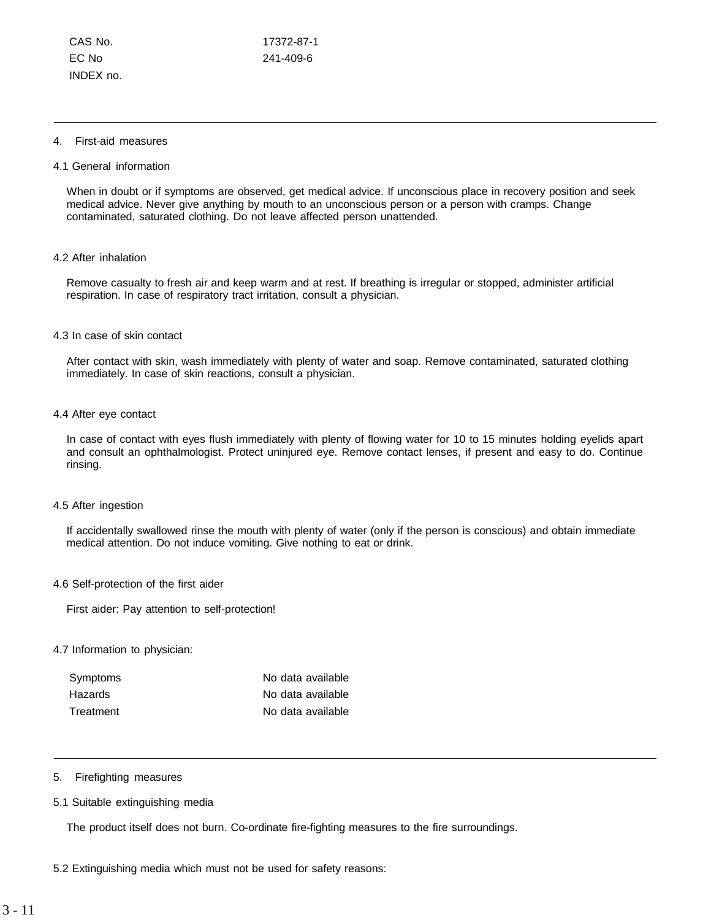| | |
|---|---|
| CAS No. | 17372-87-1 |
| EC No | 241-409-6 |
| INDEX no. | |

## 4. First-aid measures

### 4.1 General information

When in doubt or if symptoms are observed, get medical advice. If unconscious place in recovery position and seek medical advice. Never give anything by mouth to an unconscious person or a person with cramps. Change contaminated, saturated clothing. Do not leave affected person unattended.

### 4.2 After inhalation

Remove casualty to fresh air and keep warm and at rest. If breathing is irregular or stopped, administer artificial respiration. In case of respiratory tract irritation, consult a physician.

### 4.3 In case of skin contact

After contact with skin, wash immediately with plenty of water and soap. Remove contaminated, saturated clothing immediately. In case of skin reactions, consult a physician.

### 4.4 After eye contact

In case of contact with eyes flush immediately with plenty of flowing water for 10 to 15 minutes holding eyelids apart and consult an ophthalmologist. Protect uninjured eye. Remove contact lenses, if present and easy to do. Continue rinsing.

### 4.5 After ingestion

If accidentally swallowed rinse the mouth with plenty of water (only if the person is conscious) and obtain immediate medical attention. Do not induce vomiting. Give nothing to eat or drink.

### 4.6 Self-protection of the first aider

First aider: Pay attention to self-protection!

### 4.7 Information to physician:

| | |
|---|---|
| Symptoms | No data available |
| Hazards | No data available |
| Treatment | No data available |

## 5. Firefighting measures

### 5.1 Suitable extinguishing media

The product itself does not burn. Co-ordinate fire-fighting measures to the fire surroundings.

### 5.2 Extinguishing media which must not be used for safety reasons: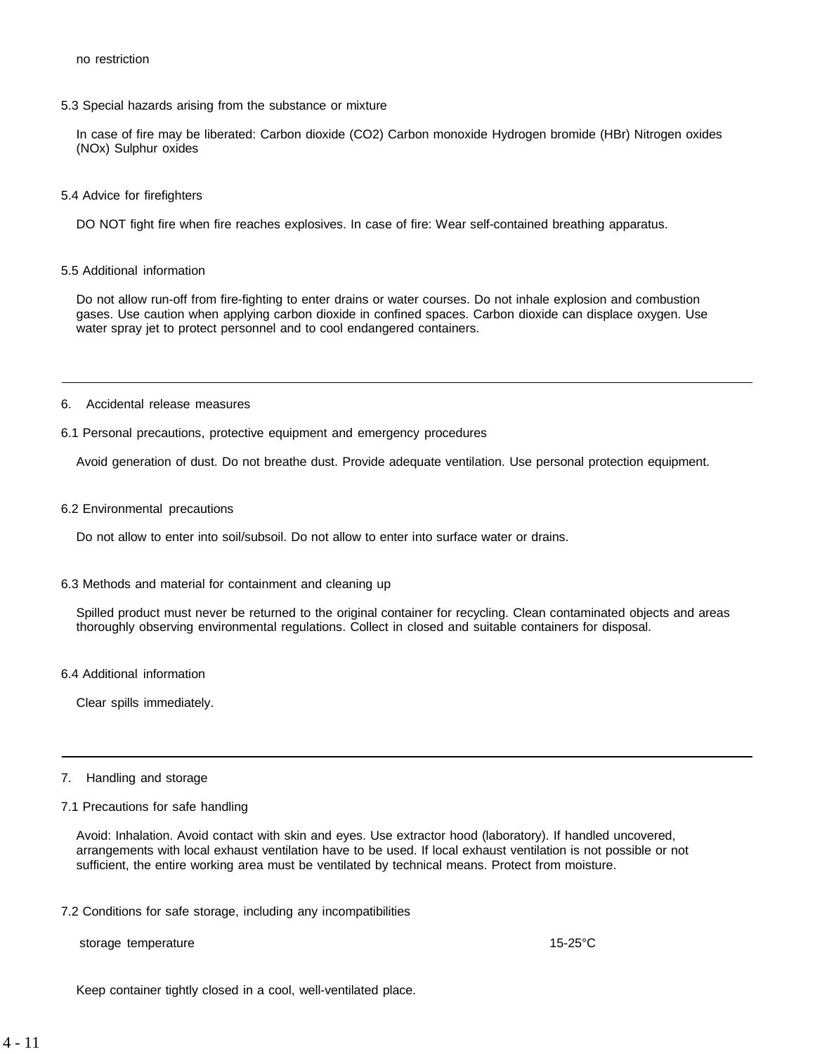no restriction

### 5.3 Special hazards arising from the substance or mixture

In case of fire may be liberated: Carbon dioxide ($CO_2$) Carbon monoxide Hydrogen bromide (HBr) Nitrogen oxides ($NO_x$) Sulphur oxides

### 5.4 Advice for firefighters

DO NOT fight fire when fire reaches explosives. In case of fire: Wear self-contained breathing apparatus.

### 5.5 Additional information

Do not allow run-off from fire-fighting to enter drains or water courses. Do not inhale explosion and combustion gases. Use caution when applying carbon dioxide in confined spaces. Carbon dioxide can displace oxygen. Use water spray jet to protect personnel and to cool endangered containers.

---

## 6. Accidental release measures

### 6.1 Personal precautions, protective equipment and emergency procedures

Avoid generation of dust. Do not breathe dust. Provide adequate ventilation. Use personal protection equipment.

### 6.2 Environmental precautions

Do not allow to enter into soil/subsoil. Do not allow to enter into surface water or drains.

### 6.3 Methods and material for containment and cleaning up

Spilled product must never be returned to the original container for recycling. Clean contaminated objects and areas thoroughly observing environmental regulations. Collect in closed and suitable containers for disposal.

### 6.4 Additional information

Clear spills immediately.

---

## 7. Handling and storage

### 7.1 Precautions for safe handling

Avoid: Inhalation. Avoid contact with skin and eyes. Use extractor hood (laboratory). If handled uncovered, arrangements with local exhaust ventilation have to be used. If local exhaust ventilation is not possible or not sufficient, the entire working area must be ventilated by technical means. Protect from moisture.

### 7.2 Conditions for safe storage, including any incompatibilities

| storage temperature | 15-25°C |
|---|---|

Keep container tightly closed in a cool, well-ventilated place.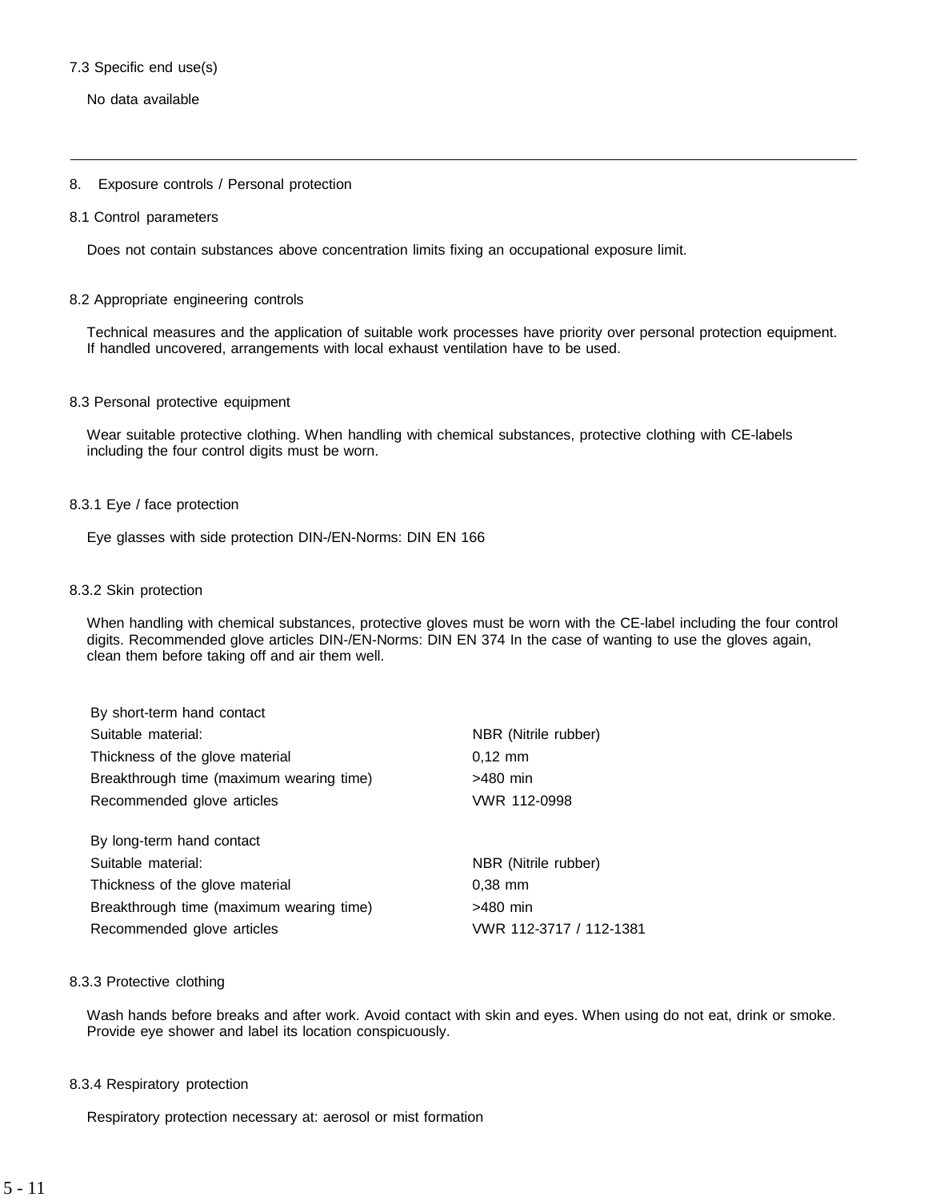### 7.3 Specific end use(s)

No data available

---

## 8. Exposure controls / Personal protection

### 8.1 Control parameters

Does not contain substances above concentration limits fixing an occupational exposure limit.

### 8.2 Appropriate engineering controls

Technical measures and the application of suitable work processes have priority over personal protection equipment. If handled uncovered, arrangements with local exhaust ventilation have to be used.

### 8.3 Personal protective equipment

Wear suitable protective clothing. When handling with chemical substances, protective clothing with CE-labels including the four control digits must be worn.

#### 8.3.1 Eye / face protection

Eye glasses with side protection DIN-/EN-Norms: DIN EN 166

#### 8.3.2 Skin protection

When handling with chemical substances, protective gloves must be worn with the CE-label including the four control digits. Recommended glove articles DIN-/EN-Norms: DIN EN 374 In the case of wanting to use the gloves again, clean them before taking off and air them well.

| By short-term hand contact | |
|---|---|
| Suitable material: | NBR (Nitrile rubber) |
| Thickness of the glove material | 0,12 mm |
| Breakthrough time (maximum wearing time) | >480 min |
| Recommended glove articles | VWR 112-0998 |

| By long-term hand contact | |
|---|---|
| Suitable material: | NBR (Nitrile rubber) |
| Thickness of the glove material | 0,38 mm |
| Breakthrough time (maximum wearing time) | >480 min |
| Recommended glove articles | VWR 112-3717 / 112-1381 |

#### 8.3.3 Protective clothing

Wash hands before breaks and after work. Avoid contact with skin and eyes. When using do not eat, drink or smoke. Provide eye shower and label its location conspicuously.

#### 8.3.4 Respiratory protection

Respiratory protection necessary at: aerosol or mist formation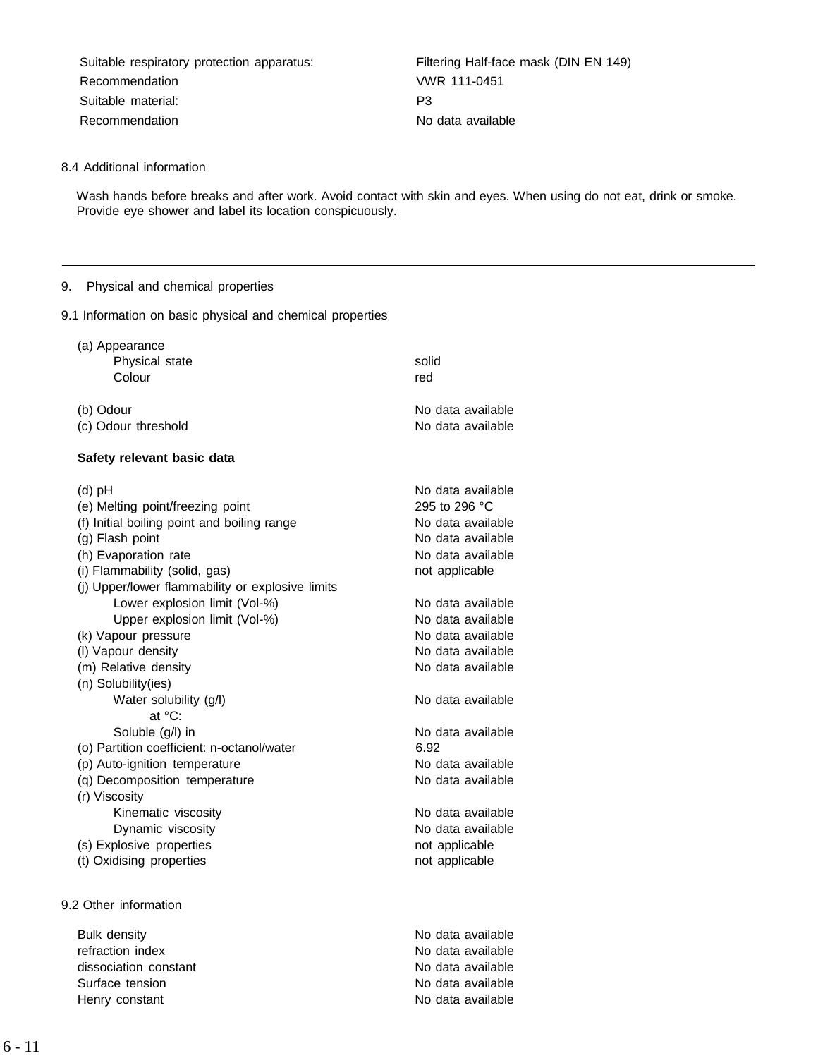| | |
|---|---|
| Suitable respiratory protection apparatus: | Filtering Half-face mask (DIN EN 149) |
| Recommendation | VWR 111-0451 |
| Suitable material: | P3 |
| Recommendation | No data available |

8.4 Additional information

Wash hands before breaks and after work. Avoid contact with skin and eyes. When using do not eat, drink or smoke. Provide eye shower and label its location conspicuously.

---

## 9. Physical and chemical properties

### 9.1 Information on basic physical and chemical properties

| | |
|---|---|
| (a) Appearance | |
| Physical state | solid |
| Colour | red |
| (b) Odour | No data available |
| (c) Odour threshold | No data available |

**Safety relevant basic data**

| | |
|---|---|
| (d) pH | No data available |
| (e) Melting point/freezing point | 295 to 296 °C |
| (f) Initial boiling point and boiling range | No data available |
| (g) Flash point | No data available |
| (h) Evaporation rate | No data available |
| (i) Flammability (solid, gas) | not applicable |
| (j) Upper/lower flammability or explosive limits | |
| Lower explosion limit (Vol-%) | No data available |
| Upper explosion limit (Vol-%) | No data available |
| (k) Vapour pressure | No data available |
| (l) Vapour density | No data available |
| (m) Relative density | No data available |
| (n) Solubility(ies) | |
| Water solubility (g/l) at °C: | No data available |
| Soluble (g/l) in | No data available |
| (o) Partition coefficient: n-octanol/water | 6.92 |
| (p) Auto-ignition temperature | No data available |
| (q) Decomposition temperature | No data available |
| (r) Viscosity | |
| Kinematic viscosity | No data available |
| Dynamic viscosity | No data available |
| (s) Explosive properties | not applicable |
| (t) Oxidising properties | not applicable |

### 9.2 Other information

| | |
|---|---|
| Bulk density | No data available |
| refraction index | No data available |
| dissociation constant | No data available |
| Surface tension | No data available |
| Henry constant | No data available |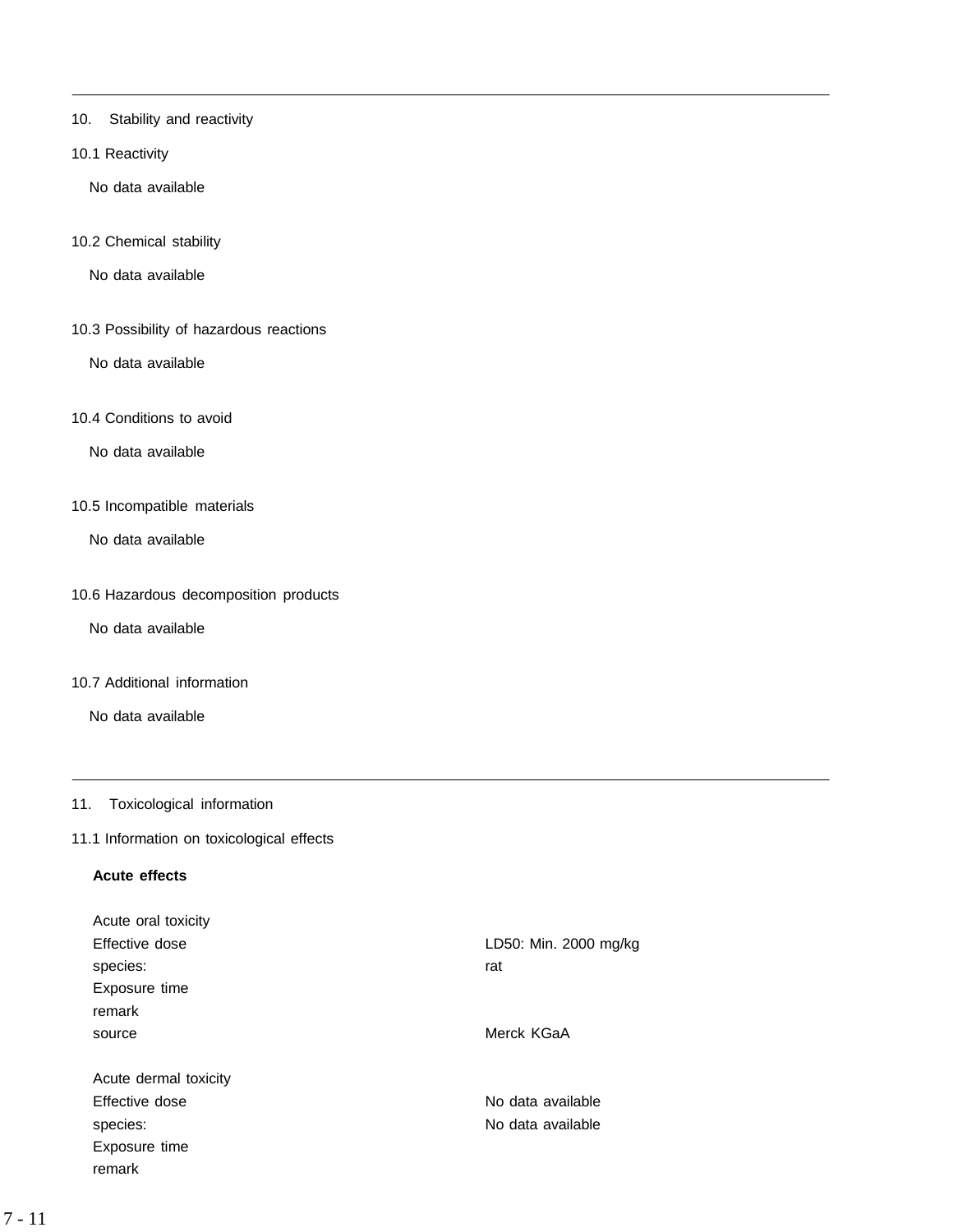## 10. Stability and reactivity

### 10.1 Reactivity

No data available

### 10.2 Chemical stability

No data available

### 10.3 Possibility of hazardous reactions

No data available

### 10.4 Conditions to avoid

No data available

### 10.5 Incompatible materials

No data available

### 10.6 Hazardous decomposition products

No data available

### 10.7 Additional information

No data available

## 11. Toxicological information

### 11.1 Information on toxicological effects

**Acute effects**

Acute oral toxicity

| | |
|---|---|
| Effective dose | LD50: Min. 2000 mg/kg |
| species: | rat |
| Exposure time | |
| remark | |
| source | Merck KGaA |

Acute dermal toxicity

| | |
|---|---|
| Effective dose | No data available |
| species: | No data available |
| Exposure time | |
| remark | |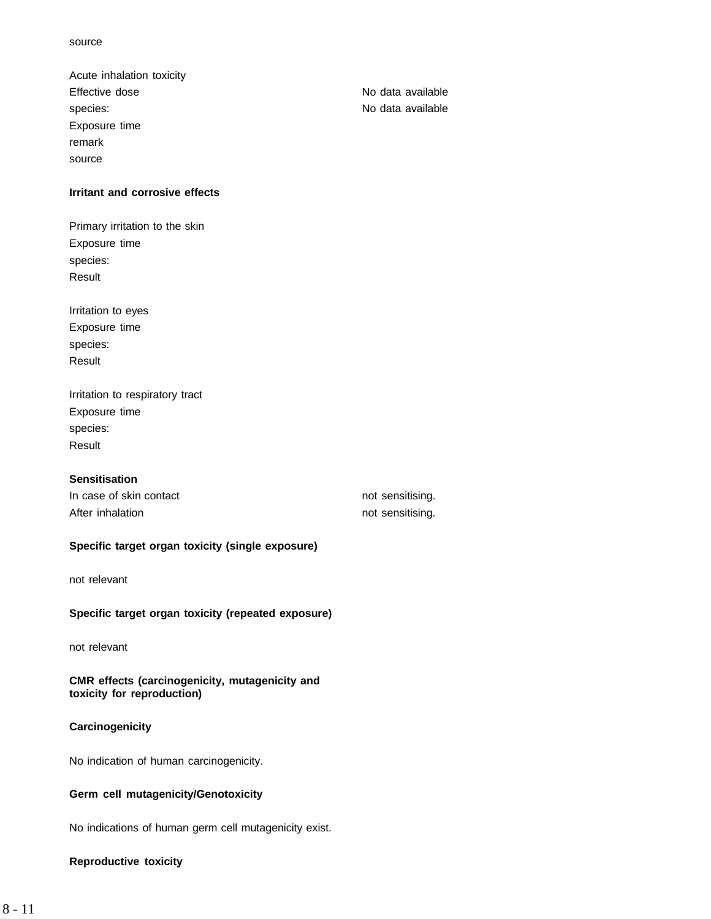source

Acute inhalation toxicity

| | |
|---|---|
| Effective dose | No data available |
| species: | No data available |
| Exposure time | |
| remark | |
| source | |

**Irritant and corrosive effects**

Primary irritation to the skin

Exposure time

species:

Result

Irritation to eyes

Exposure time

species:

Result

Irritation to respiratory tract

Exposure time

species:

Result

**Sensitisation**

| | |
|---|---|
| In case of skin contact | not sensitising. |
| After inhalation | not sensitising. |

**Specific target organ toxicity (single exposure)**

not relevant

**Specific target organ toxicity (repeated exposure)**

not relevant

**CMR effects (carcinogenicity, mutagenicity and toxicity for reproduction)**

**Carcinogenicity**

No indication of human carcinogenicity.

**Germ cell mutagenicity/Genotoxicity**

No indications of human germ cell mutagenicity exist.

**Reproductive toxicity**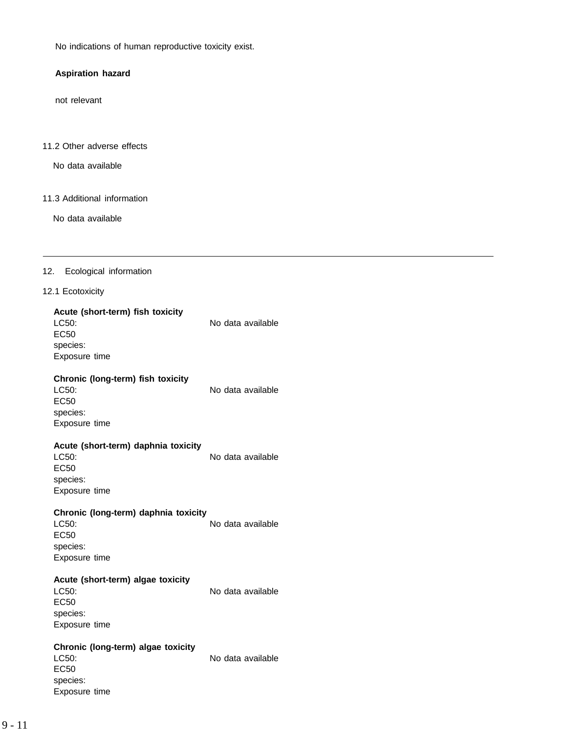No indications of human reproductive toxicity exist.

**Aspiration hazard**

not relevant

11.2 Other adverse effects

No data available

11.3 Additional information

No data available

---

## 12. Ecological information

### 12.1 Ecotoxicity

**Acute (short-term) fish toxicity**

LC50: No data available
EC50
species:
Exposure time

**Chronic (long-term) fish toxicity**

LC50: No data available
EC50
species:
Exposure time

**Acute (short-term) daphnia toxicity**

LC50: No data available
EC50
species:
Exposure time

**Chronic (long-term) daphnia toxicity**

LC50: No data available
EC50
species:
Exposure time

**Acute (short-term) algae toxicity**

LC50: No data available
EC50
species:
Exposure time

**Chronic (long-term) algae toxicity**

LC50: No data available
EC50
species:
Exposure time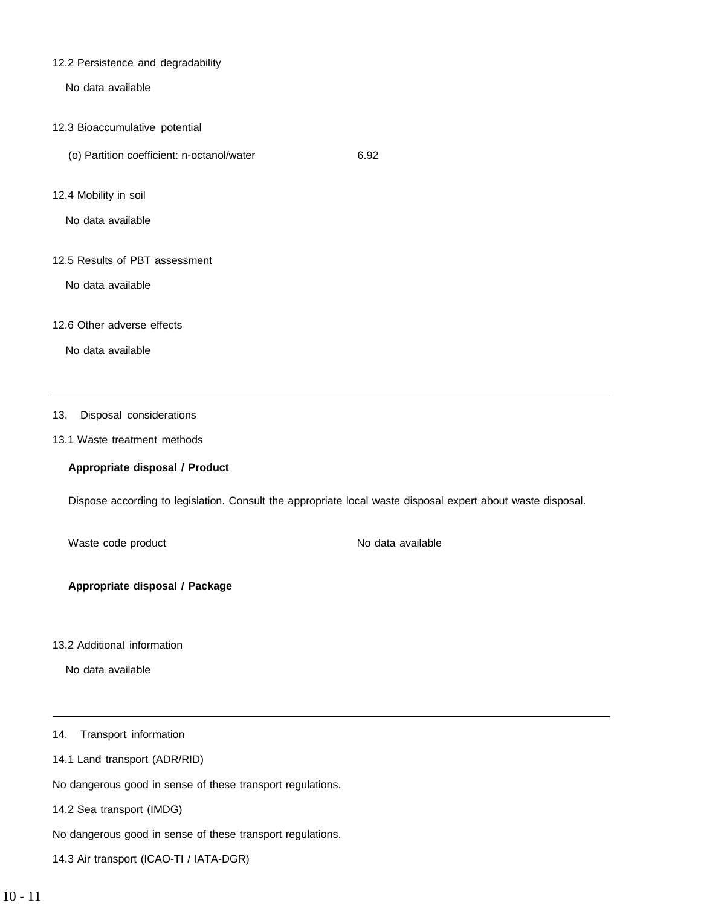12.2 Persistence and degradability

No data available

12.3 Bioaccumulative potential

(o) Partition coefficient: n-octanol/water 6.92

12.4 Mobility in soil

No data available

12.5 Results of PBT assessment

No data available

12.6 Other adverse effects

No data available

---

## 13. Disposal considerations

13.1 Waste treatment methods

**Appropriate disposal / Product**

Dispose according to legislation. Consult the appropriate local waste disposal expert about waste disposal.

Waste code product No data available

**Appropriate disposal / Package**

13.2 Additional information

No data available

---

## 14. Transport information

14.1 Land transport (ADR/RID)

No dangerous good in sense of these transport regulations.

14.2 Sea transport (IMDG)

No dangerous good in sense of these transport regulations.

14.3 Air transport (ICAO-TI / IATA-DGR)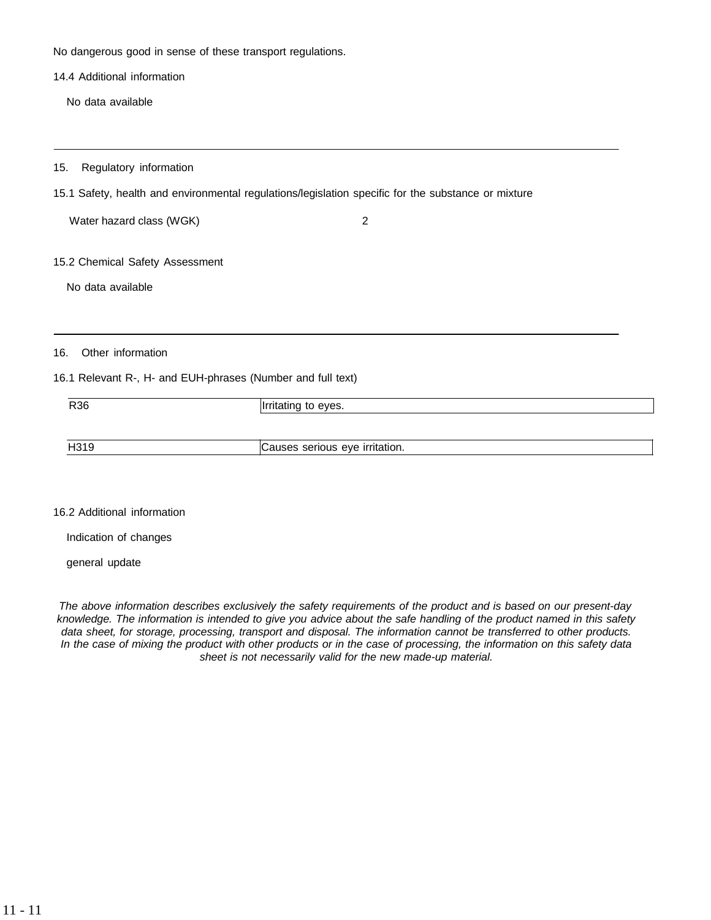No dangerous good in sense of these transport regulations.

14.4 Additional information

No data available

---

## 15. Regulatory information

15.1 Safety, health and environmental regulations/legislation specific for the substance or mixture

| | |
|---|---|
| Water hazard class (WGK) | 2 |

15.2 Chemical Safety Assessment

No data available

---

## 16. Other information

16.1 Relevant R-, H- and EUH-phrases (Number and full text)

| | |
|---|---|
| R36 | Irritating to eyes. |

| | |
|---|---|
| H319 | Causes serious eye irritation. |

16.2 Additional information

Indication of changes

general update

*The above information describes exclusively the safety requirements of the product and is based on our present-day knowledge. The information is intended to give you advice about the safe handling of the product named in this safety data sheet, for storage, processing, transport and disposal. The information cannot be transferred to other products. In the case of mixing the product with other products or in the case of processing, the information on this safety data sheet is not necessarily valid for the new made-up material.*